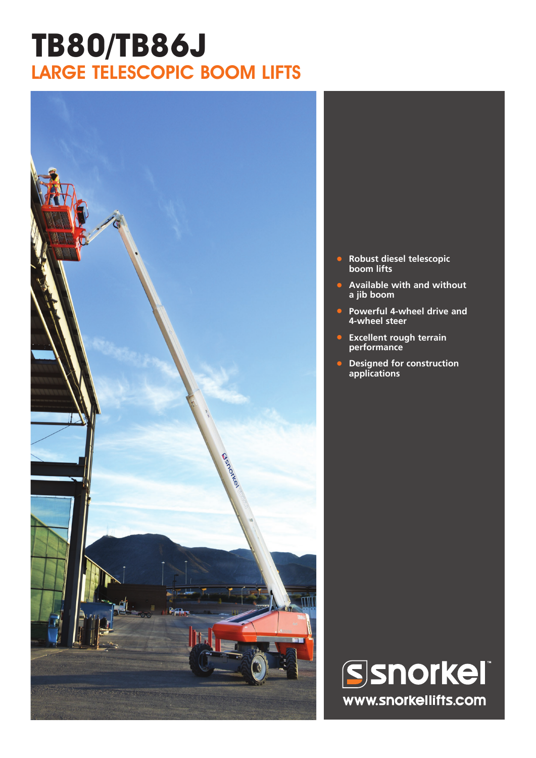# TB80/TB86J

## LARGE TELESCOPIC BOOM LIFTS

- Robust diesel telescopic boom lifts
- Available with and without a jib boom
- Powerful 4-wheel drive and 4-wheel steer
- Excellent rough terrain performance
- Designed for construction applications

snorkel

www.snorkellifts.com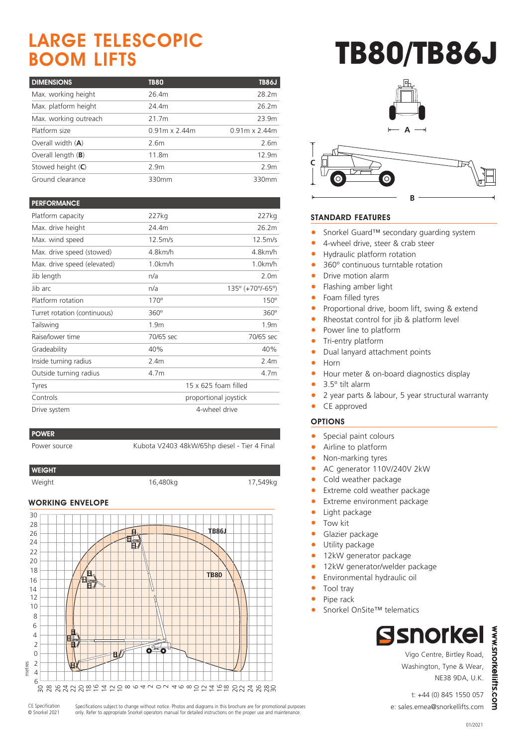# LARGE TELESCOPIC BOOM LIFTS

# TB80/TB86J

| DIMENSIONS | TB80 | TB86J |
|---|---|---|
| Max. working height | 26.4m | 28.2m |
| Max. platform height | 24.4m | 26.2m |
| Max. working outreach | 21.7m | 23.9m |
| Platform size | 0.91m x 2.44m | 0.91m x 2.44m |
| Overall width (**A**) | 2.6m | 2.6m |
| Overall length (**B**) | 11.8m | 12.9m |
| Stowed height (**C**) | 2.9m | 2.9m |
| Ground clearance | 330mm | 330mm |

| PERFORMANCE | | |
|---|---|---|
| Platform capacity | 227kg | 227kg |
| Max. drive height | 24.4m | 26.2m |
| Max. wind speed | 12.5m/s | 12.5m/s |
| Max. drive speed (stowed) | 4.8km/h | 4.8km/h |
| Max. drive speed (elevated) | 1.0km/h | 1.0km/h |
| Jib length | n/a | 2.0m |
| Jib arc | n/a | 135º (+70º/-65º) |
| Platform rotation | 170º | 150º |
| Turret rotation (continuous) | 360º | 360º |
| Tailswing | 1.9m | 1.9m |
| Raise/lower time | 70/65 sec | 70/65 sec |
| Gradeability | 40% | 40% |
| Inside turning radius | 2.4m | 2.4m |
| Outside turning radius | 4.7m | 4.7m |
| Tyres | 15 x 625 foam filled | |
| Controls | proportional joystick | |
| Drive system | 4-wheel drive | |

| POWER | |
|---|---|
| Power source | Kubota V2403 48kW/65hp diesel - Tier 4 Final |

| WEIGHT | | |
|---|---|---|
| Weight | 16,480kg | 17,549kg |

## WORKING ENVELOPE

metres

TB86J

TB80

30 28 26 24 22 20 18 16 14 12 10 8 6 4 2 0 2 4 6

30 28 26 24 22 20 18 16 14 12 10 8 6 4 2 0 2 4 6 8 10 12 14 16 18 20 22 24 26 28 30

A

B

C

## STANDARD FEATURES

- Snorkel Guard™ secondary guarding system
- 4-wheel drive, steer & crab steer
- Hydraulic platform rotation
- 360º continuous turntable rotation
- Drive motion alarm
- Flashing amber light
- Foam filled tyres
- Proportional drive, boom lift, swing & extend
- Rheostat control for jib & platform level
- Power line to platform
- Tri-entry platform
- Dual lanyard attachment points
- Horn
- Hour meter & on-board diagnostics display
- 3.5º tilt alarm
- 2 year parts & labour, 5 year structural warranty
- CE approved

## OPTIONS

- Special paint colours
- Airline to platform
- Non-marking tyres
- AC generator 110V/240V 2kW
- Cold weather package
- Extreme cold weather package
- Extreme environment package
- Light package
- Tow kit
- Glazier package
- Utility package
- 12kW generator package
- 12kW generator/welder package
- Environmental hydraulic oil
- Tool tray
- Pipe rack
- Snorkel OnSite™ telematics

snorkel

Vigo Centre, Birtley Road,
Washington, Tyne & Wear,
NE38 9DA, U.K.

t: +44 (0) 845 1550 057
e: sales.emea@snorkellifts.com

www.snorkellifts.com

CE Specification
© Snorkel 2021

Specifications subject to change without notice. Photos and diagrams in this brochure are for promotional purposes only. Refer to appropriate Snorkel operators manual for detailed instructions on the proper use and maintenance.

01/2021